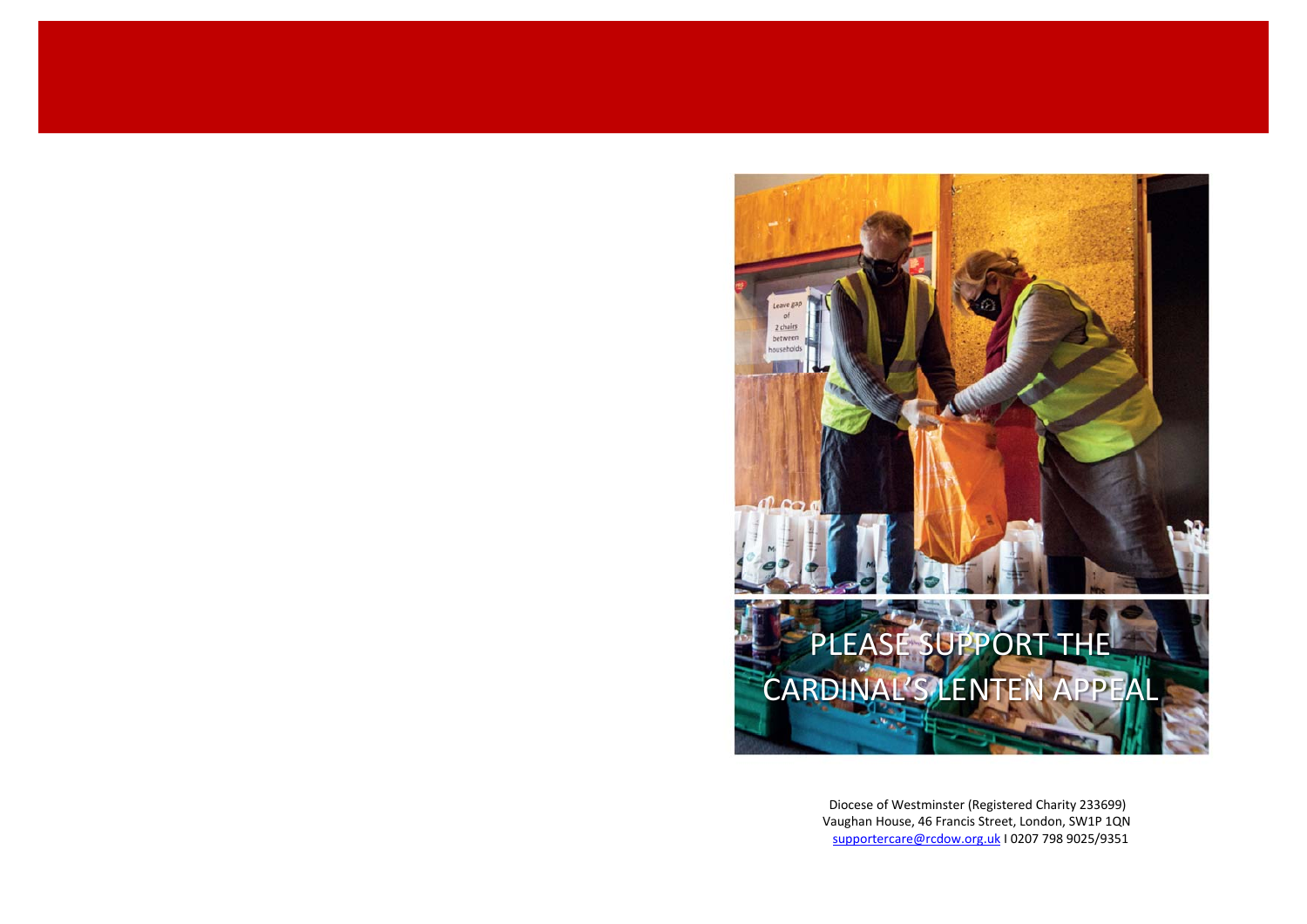# PLEASE SUPPORT THE CARDINAL'S LENTEN APPEAL

Diocese of Westminster (Registered Charity 233699)
Vaughan House, 46 Francis Street, London, SW1P 1QN
supportercare@rcdow.org.uk I 0207 798 9025/9351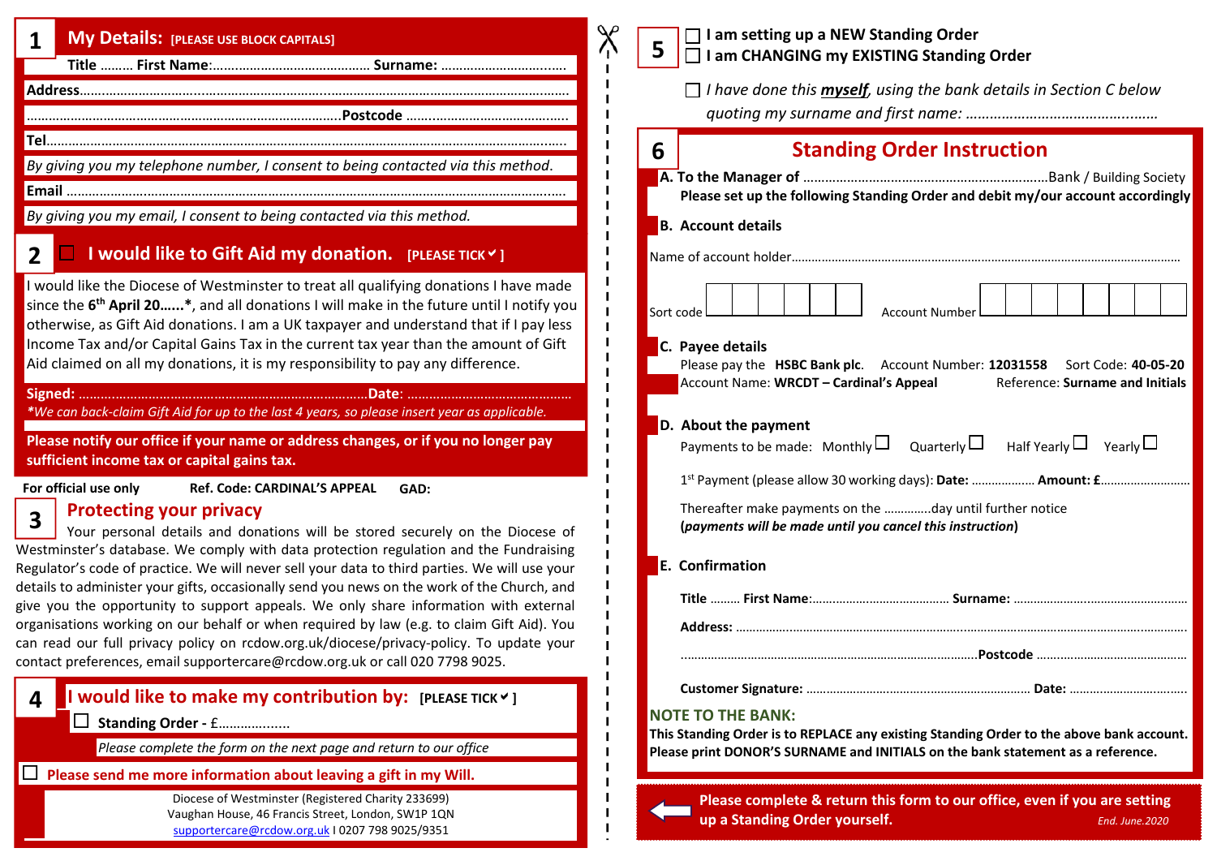## 1 My Details: [PLEASE USE BLOCK CAPITALS]

Title ……… First Name:…………………………………… Surname: …………………………….

Address…………………………………………………………………………………………………………

……………………………………………………………………………….Postcode ……………………………………..

Tel………………………………………………………………………………………………………………….

*By giving you my telephone number, I consent to being contacted via this method.*

Email ……………………………………………………………………………………………………………

*By giving you my email, I consent to being contacted via this method.*

## 2 ☐ I would like to Gift Aid my donation. [PLEASE TICK ✓]

I would like the Diocese of Westminster to treat all qualifying donations I have made since the **6th April 20…...***, and all donations I will make in the future until I notify you otherwise, as Gift Aid donations. I am a UK taxpayer and understand that if I pay less Income Tax and/or Capital Gains Tax in the current tax year than the amount of Gift Aid claimed on all my donations, it is my responsibility to pay any difference.

**Signed:** …………………………………………………………………….**Date:** ………………………………………

*\*We can back-claim Gift Aid for up to the last 4 years, so please insert year as applicable.*

**Please notify our office if your name or address changes, or if you no longer pay sufficient income tax or capital gains tax.**

**For official use only** **Ref. Code: CARDINAL'S APPEAL** **GAD:**

## 3 Protecting your privacy

Your personal details and donations will be stored securely on the Diocese of Westminster's database. We comply with data protection regulation and the Fundraising Regulator's code of practice. We will never sell your data to third parties. We will use your details to administer your gifts, occasionally send you news on the work of the Church, and give you the opportunity to support appeals. We only share information with external organisations working on our behalf or when required by law (e.g. to claim Gift Aid). You can read our full privacy policy on rcdow.org.uk/diocese/privacy-policy. To update your contact preferences, email supportercare@rcdow.org.uk or call 020 7798 9025.

## 4 I would like to make my contribution by: [PLEASE TICK ✓]

☐ **Standing Order** - £……………….

*Please complete the form on the next page and return to our office*

☐ **Please send me more information about leaving a gift in my Will.**

Diocese of Westminster (Registered Charity 233699)
Vaughan House, 46 Francis Street, London, SW1P 1QN
supportercare@rcdow.org.uk I 0207 798 9025/9351

## 5

☐ **I am setting up a NEW Standing Order**
☐ **I am CHANGING my EXISTING Standing Order**

☐ *I have done this **myself**, using the bank details in Section C below quoting my surname and first name: ……………………………………….*

## 6 Standing Order Instruction

**A. To the Manager of** ………………………………………………………….Bank / Building Society
**Please set up the following Standing Order and debit my/our account accordingly**

**B. Account details**

Name of account holder…………………………………………………………………………………………………

Sort code ☐☐☐☐☐☐ Account Number ☐☐☐☐☐☐☐☐

**C. Payee details**

Please pay the **HSBC Bank plc**. Account Number: **12031558** Sort Code: **40-05-20**
Account Name: **WRCDT – Cardinal's Appeal** Reference: **Surname and Initials**

**D. About the payment**

Payments to be made: Monthly ☐ Quarterly ☐ Half Yearly ☐ Yearly ☐

1st Payment (please allow 30 working days): **Date:** ………………. **Amount: £**………………………

Thereafter make payments on the ………….day until further notice
**(*payments will be made until you cancel this instruction*)**

**E. Confirmation**

**Title** ……… **First Name:**…………………………………… **Surname:** ……………………………………….

**Address:** …………………………………………………………………………………………………………

……………………………………………………………………………….**Postcode** ……………………………………..

**Customer Signature:** ………………………………………………………… **Date:** …………………………….

**NOTE TO THE BANK:**
**This Standing Order is to REPLACE any existing Standing Order to the above bank account.**
**Please print DONOR'S SURNAME and INITIALS on the bank statement as a reference.**

**Please complete & return this form to our office, even if you are setting up a Standing Order yourself.**

*End. June.2020*